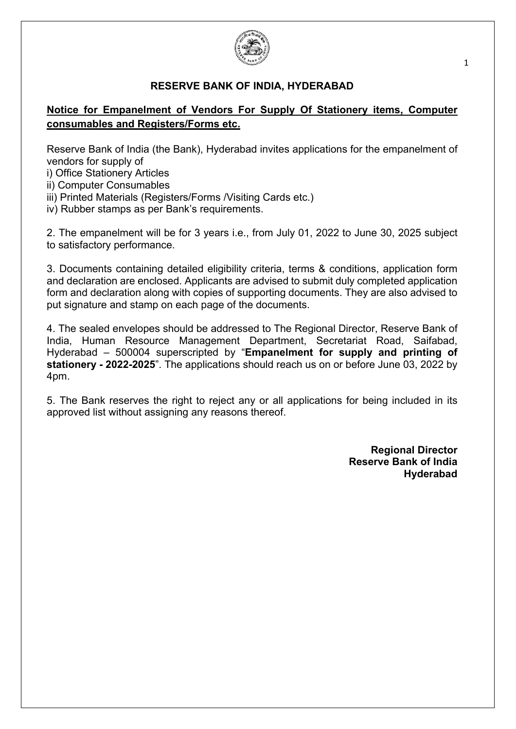# RESERVE BANK OF INDIA, HYDERABAD

## Notice for Empanelment of Vendors For Supply Of Stationery items, Computer consumables and Registers/Forms etc.

Reserve Bank of India (the Bank), Hyderabad invites applications for the empanelment of vendors for supply of
i) Office Stationery Articles
ii) Computer Consumables
iii) Printed Materials (Registers/Forms /Visiting Cards etc.)
iv) Rubber stamps as per Bank's requirements.

2. The empanelment will be for 3 years i.e., from July 01, 2022 to June 30, 2025 subject to satisfactory performance.

3. Documents containing detailed eligibility criteria, terms & conditions, application form and declaration are enclosed. Applicants are advised to submit duly completed application form and declaration along with copies of supporting documents. They are also advised to put signature and stamp on each page of the documents.

4. The sealed envelopes should be addressed to The Regional Director, Reserve Bank of India, Human Resource Management Department, Secretariat Road, Saifabad, Hyderabad – 500004 superscripted by "**Empanelment for supply and printing of stationery - 2022-2025**". The applications should reach us on or before June 03, 2022 by 4pm.

5. The Bank reserves the right to reject any or all applications for being included in its approved list without assigning any reasons thereof.

**Regional Director**
**Reserve Bank of India**
**Hyderabad**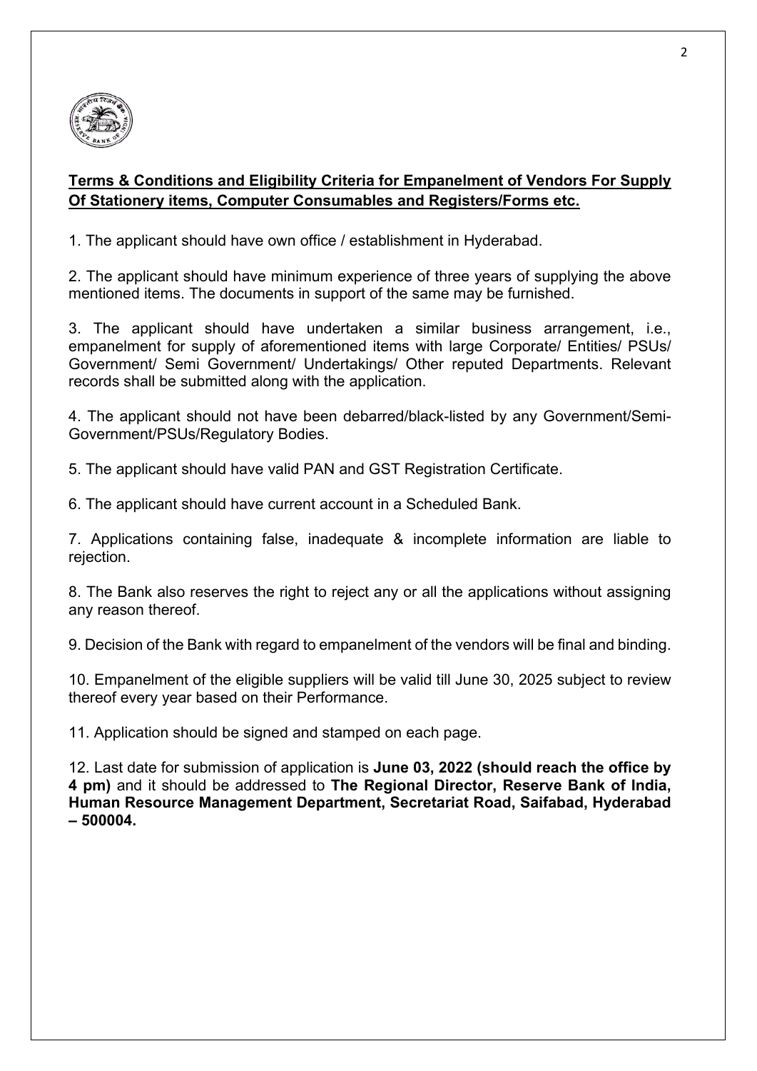**Terms & Conditions and Eligibility Criteria for Empanelment of Vendors For Supply Of Stationery items, Computer Consumables and Registers/Forms etc.**

1. The applicant should have own office / establishment in Hyderabad.

2. The applicant should have minimum experience of three years of supplying the above mentioned items. The documents in support of the same may be furnished.

3. The applicant should have undertaken a similar business arrangement, i.e., empanelment for supply of aforementioned items with large Corporate/ Entities/ PSUs/ Government/ Semi Government/ Undertakings/ Other reputed Departments. Relevant records shall be submitted along with the application.

4. The applicant should not have been debarred/black-listed by any Government/Semi-Government/PSUs/Regulatory Bodies.

5. The applicant should have valid PAN and GST Registration Certificate.

6. The applicant should have current account in a Scheduled Bank.

7. Applications containing false, inadequate & incomplete information are liable to rejection.

8. The Bank also reserves the right to reject any or all the applications without assigning any reason thereof.

9. Decision of the Bank with regard to empanelment of the vendors will be final and binding.

10. Empanelment of the eligible suppliers will be valid till June 30, 2025 subject to review thereof every year based on their Performance.

11. Application should be signed and stamped on each page.

12. Last date for submission of application is **June 03, 2022 (should reach the office by 4 pm)** and it should be addressed to **The Regional Director, Reserve Bank of India, Human Resource Management Department, Secretariat Road, Saifabad, Hyderabad – 500004.**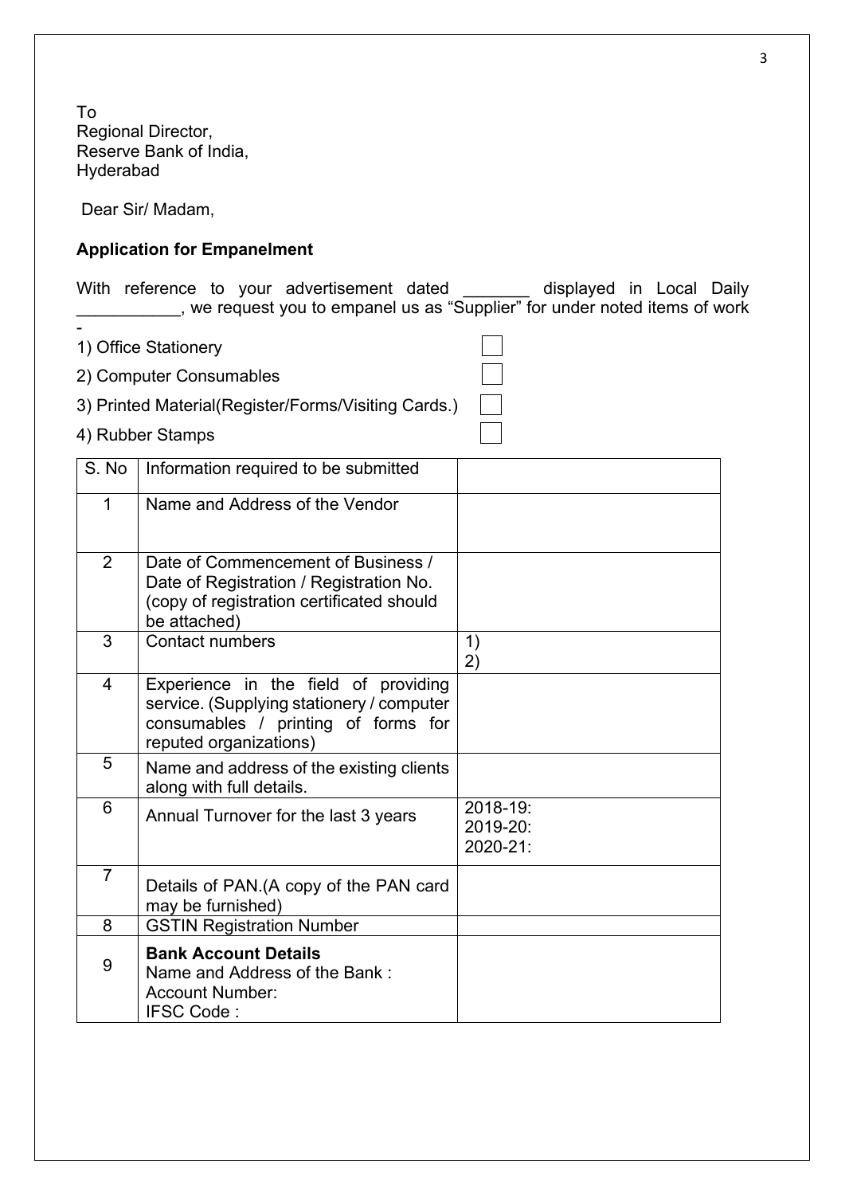To
Regional Director,
Reserve Bank of India,
Hyderabad

Dear Sir/ Madam,

**Application for Empanelment**

With reference to your advertisement dated _______ displayed in Local Daily ___________, we request you to empanel us as "Supplier" for under noted items of work -

1) Office Stationery ☐
2) Computer Consumables ☐
3) Printed Material(Register/Forms/Visiting Cards.) ☐
4) Rubber Stamps ☐

| S. No | Information required to be submitted | |
|---|---|---|
| 1 | Name and Address of the Vendor | |
| 2 | Date of Commencement of Business / Date of Registration / Registration No. (copy of registration certificated should be attached) | |
| 3 | Contact numbers | 1)<br>2) |
| 4 | Experience in the field of providing service. (Supplying stationery / computer consumables / printing of forms for reputed organizations) | |
| 5 | Name and address of the existing clients along with full details. | |
| 6 | Annual Turnover for the last 3 years | 2018-19:<br>2019-20:<br>2020-21: |
| 7 | Details of PAN.(A copy of the PAN card may be furnished) | |
| 8 | GSTIN Registration Number | |
| 9 | **Bank Account Details**<br>Name and Address of the Bank :<br>Account Number:<br>IFSC Code : | |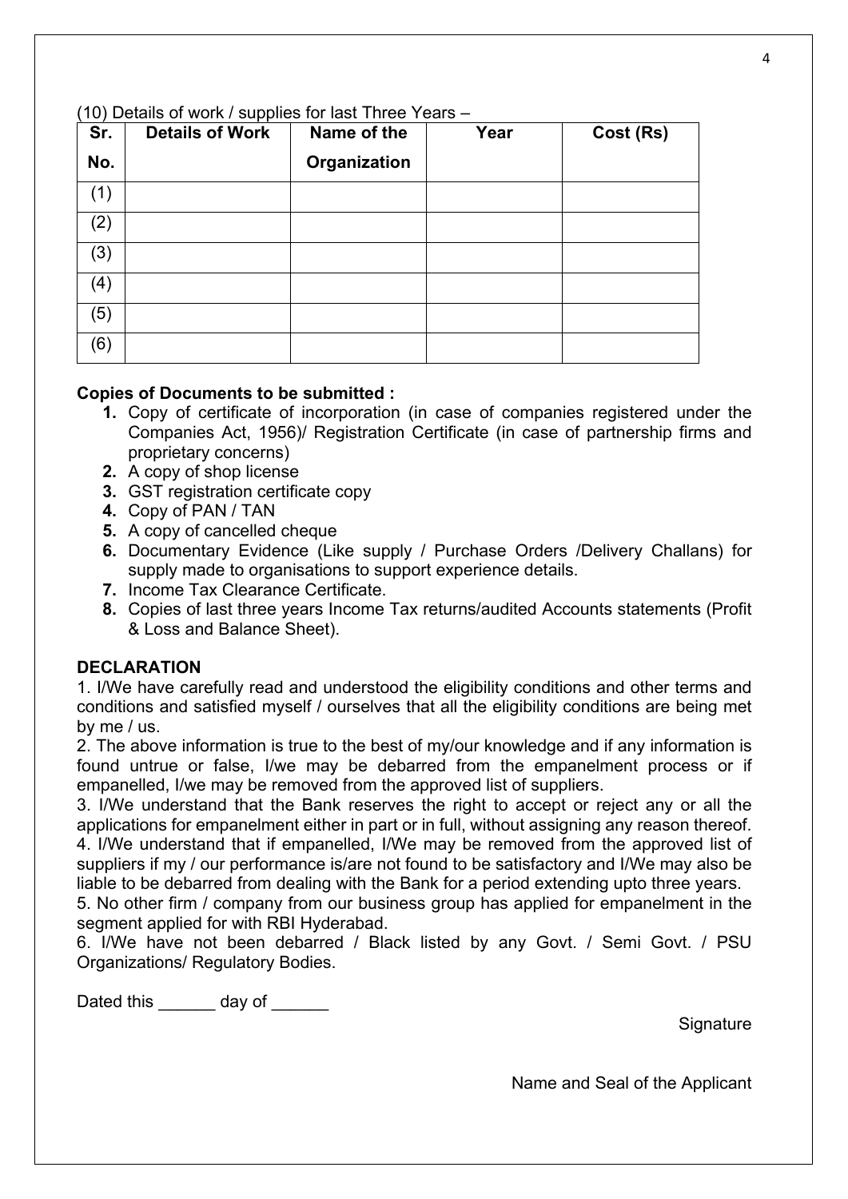(10) Details of work / supplies for last Three Years –

| Sr. No. | Details of Work | Name of the Organization | Year | Cost (Rs) |
|---|---|---|---|---|
| (1) | | | | |
| (2) | | | | |
| (3) | | | | |
| (4) | | | | |
| (5) | | | | |
| (6) | | | | |

**Copies of Documents to be submitted :**

1. Copy of certificate of incorporation (in case of companies registered under the Companies Act, 1956)/ Registration Certificate (in case of partnership firms and proprietary concerns)
2. A copy of shop license
3. GST registration certificate copy
4. Copy of PAN / TAN
5. A copy of cancelled cheque
6. Documentary Evidence (Like supply / Purchase Orders /Delivery Challans) for supply made to organisations to support experience details.
7. Income Tax Clearance Certificate.
8. Copies of last three years Income Tax returns/audited Accounts statements (Profit & Loss and Balance Sheet).

**DECLARATION**

1. I/We have carefully read and understood the eligibility conditions and other terms and conditions and satisfied myself / ourselves that all the eligibility conditions are being met by me / us.
2. The above information is true to the best of my/our knowledge and if any information is found untrue or false, I/we may be debarred from the empanelment process or if empanelled, I/we may be removed from the approved list of suppliers.
3. I/We understand that the Bank reserves the right to accept or reject any or all the applications for empanelment either in part or in full, without assigning any reason thereof.
4. I/We understand that if empanelled, I/We may be removed from the approved list of suppliers if my / our performance is/are not found to be satisfactory and I/We may also be liable to be debarred from dealing with the Bank for a period extending upto three years.
5. No other firm / company from our business group has applied for empanelment in the segment applied for with RBI Hyderabad.
6. I/We have not been debarred / Black listed by any Govt. / Semi Govt. / PSU Organizations/ Regulatory Bodies.

Dated this ______ day of ______

Signature

Name and Seal of the Applicant